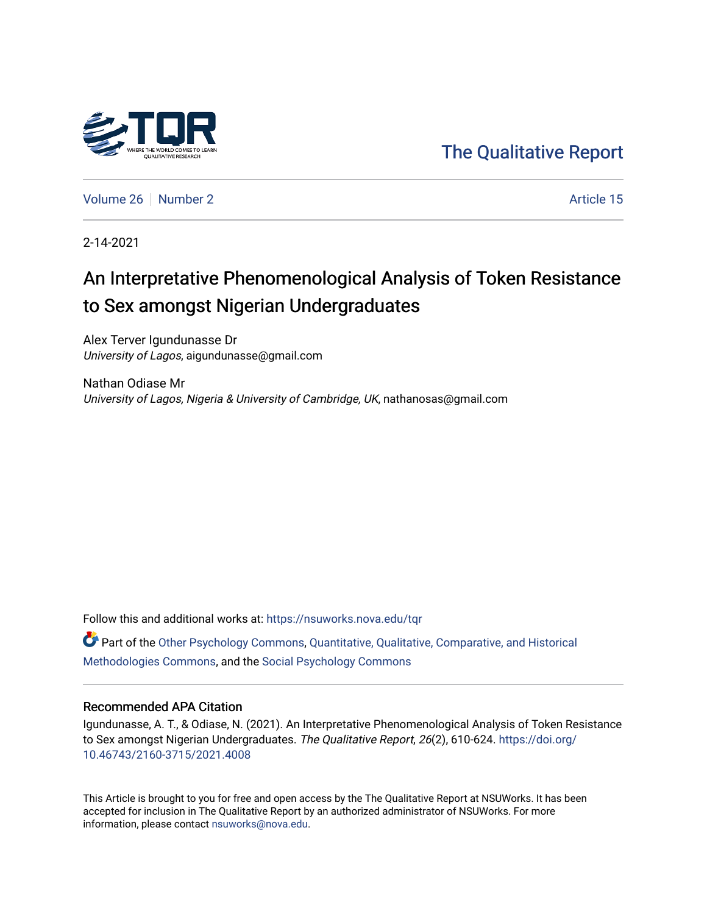The Qualitative Report

Volume 26 | Number 2 | Article 15

2-14-2021

# An Interpretative Phenomenological Analysis of Token Resistance to Sex amongst Nigerian Undergraduates

Alex Terver Igundunasse Dr
*University of Lagos*, aigundunasse@gmail.com

Nathan Odiase Mr
*University of Lagos, Nigeria & University of Cambridge, UK*, nathanosas@gmail.com

Follow this and additional works at: https://nsuworks.nova.edu/tqr

Part of the Other Psychology Commons, Quantitative, Qualitative, Comparative, and Historical Methodologies Commons, and the Social Psychology Commons

## Recommended APA Citation

Igundunasse, A. T., & Odiase, N. (2021). An Interpretative Phenomenological Analysis of Token Resistance to Sex amongst Nigerian Undergraduates. *The Qualitative Report*, *26*(2), 610-624. https://doi.org/10.46743/2160-3715/2021.4008

This Article is brought to you for free and open access by the The Qualitative Report at NSUWorks. It has been accepted for inclusion in The Qualitative Report by an authorized administrator of NSUWorks. For more information, please contact nsuworks@nova.edu.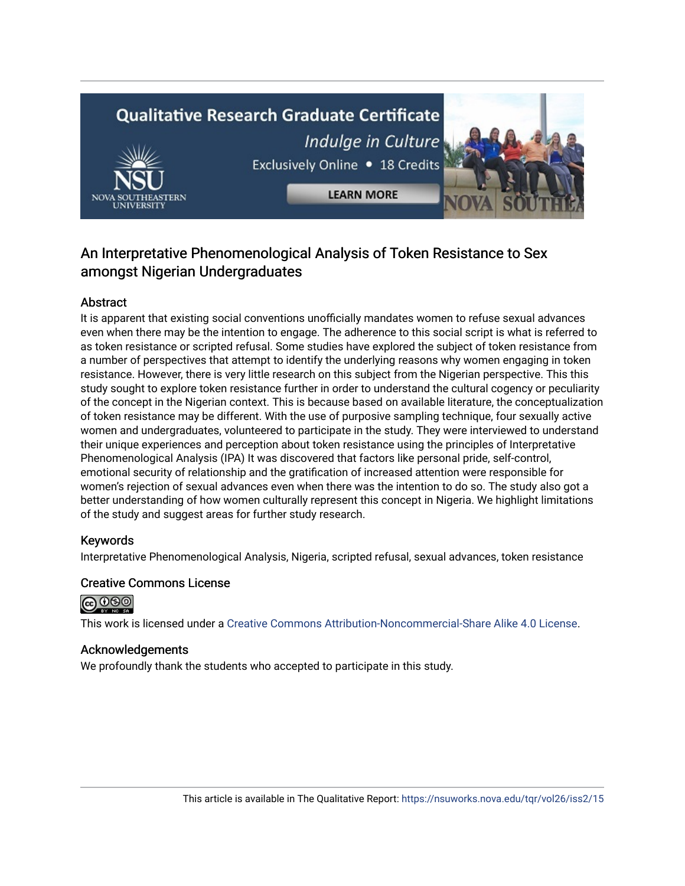## An Interpretative Phenomenological Analysis of Token Resistance to Sex amongst Nigerian Undergraduates

### Abstract

It is apparent that existing social conventions unofficially mandates women to refuse sexual advances even when there may be the intention to engage. The adherence to this social script is what is referred to as token resistance or scripted refusal. Some studies have explored the subject of token resistance from a number of perspectives that attempt to identify the underlying reasons why women engaging in token resistance. However, there is very little research on this subject from the Nigerian perspective. This this study sought to explore token resistance further in order to understand the cultural cogency or peculiarity of the concept in the Nigerian context. This is because based on available literature, the conceptualization of token resistance may be different. With the use of purposive sampling technique, four sexually active women and undergraduates, volunteered to participate in the study. They were interviewed to understand their unique experiences and perception about token resistance using the principles of Interpretative Phenomenological Analysis (IPA) It was discovered that factors like personal pride, self-control, emotional security of relationship and the gratification of increased attention were responsible for women's rejection of sexual advances even when there was the intention to do so. The study also got a better understanding of how women culturally represent this concept in Nigeria. We highlight limitations of the study and suggest areas for further study research.

### Keywords

Interpretative Phenomenological Analysis, Nigeria, scripted refusal, sexual advances, token resistance

### Creative Commons License

This work is licensed under a Creative Commons Attribution-Noncommercial-Share Alike 4.0 License.

### Acknowledgements

We profoundly thank the students who accepted to participate in this study.

This article is available in The Qualitative Report: https://nsuworks.nova.edu/tqr/vol26/iss2/15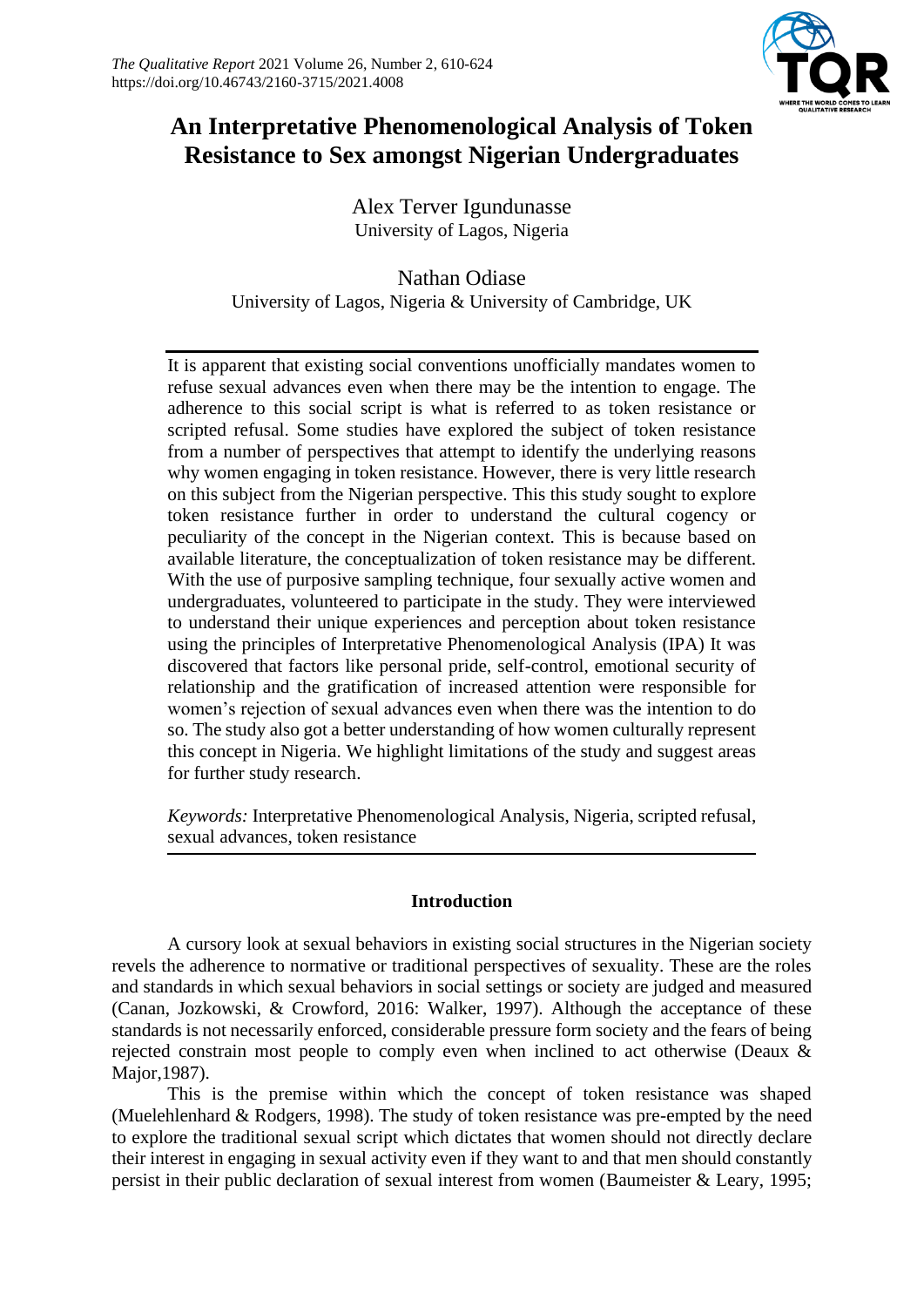# An Interpretative Phenomenological Analysis of Token Resistance to Sex amongst Nigerian Undergraduates

Alex Terver Igundunasse
University of Lagos, Nigeria

Nathan Odiase
University of Lagos, Nigeria & University of Cambridge, UK

It is apparent that existing social conventions unofficially mandates women to refuse sexual advances even when there may be the intention to engage. The adherence to this social script is what is referred to as token resistance or scripted refusal. Some studies have explored the subject of token resistance from a number of perspectives that attempt to identify the underlying reasons why women engaging in token resistance. However, there is very little research on this subject from the Nigerian perspective. This this study sought to explore token resistance further in order to understand the cultural cogency or peculiarity of the concept in the Nigerian context. This is because based on available literature, the conceptualization of token resistance may be different. With the use of purposive sampling technique, four sexually active women and undergraduates, volunteered to participate in the study. They were interviewed to understand their unique experiences and perception about token resistance using the principles of Interpretative Phenomenological Analysis (IPA) It was discovered that factors like personal pride, self-control, emotional security of relationship and the gratification of increased attention were responsible for women's rejection of sexual advances even when there was the intention to do so. The study also got a better understanding of how women culturally represent this concept in Nigeria. We highlight limitations of the study and suggest areas for further study research.

*Keywords:* Interpretative Phenomenological Analysis, Nigeria, scripted refusal, sexual advances, token resistance

## Introduction

A cursory look at sexual behaviors in existing social structures in the Nigerian society revels the adherence to normative or traditional perspectives of sexuality. These are the roles and standards in which sexual behaviors in social settings or society are judged and measured (Canan, Jozkowski, & Crowford, 2016: Walker, 1997). Although the acceptance of these standards is not necessarily enforced, considerable pressure form society and the fears of being rejected constrain most people to comply even when inclined to act otherwise (Deaux & Major,1987).

This is the premise within which the concept of token resistance was shaped (Muelehlenhard & Rodgers, 1998). The study of token resistance was pre-empted by the need to explore the traditional sexual script which dictates that women should not directly declare their interest in engaging in sexual activity even if they want to and that men should constantly persist in their public declaration of sexual interest from women (Baumeister & Leary, 1995;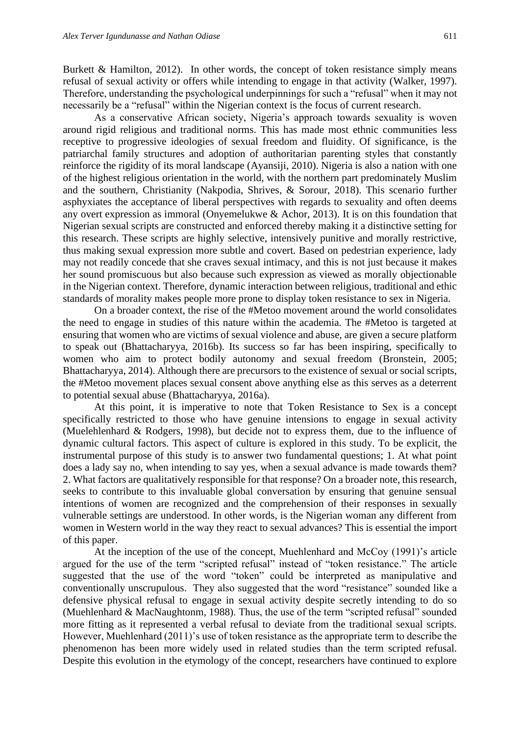Burkett & Hamilton, 2012). In other words, the concept of token resistance simply means refusal of sexual activity or offers while intending to engage in that activity (Walker, 1997). Therefore, understanding the psychological underpinnings for such a "refusal" when it may not necessarily be a "refusal" within the Nigerian context is the focus of current research.

As a conservative African society, Nigeria's approach towards sexuality is woven around rigid religious and traditional norms. This has made most ethnic communities less receptive to progressive ideologies of sexual freedom and fluidity. Of significance, is the patriarchal family structures and adoption of authoritarian parenting styles that constantly reinforce the rigidity of its moral landscape (Ayansiji, 2010). Nigeria is also a nation with one of the highest religious orientation in the world, with the northern part predominately Muslim and the southern, Christianity (Nakpodia, Shrives, & Sorour, 2018). This scenario further asphyxiates the acceptance of liberal perspectives with regards to sexuality and often deems any overt expression as immoral (Onyemelukwe & Achor, 2013). It is on this foundation that Nigerian sexual scripts are constructed and enforced thereby making it a distinctive setting for this research. These scripts are highly selective, intensively punitive and morally restrictive, thus making sexual expression more subtle and covert. Based on pedestrian experience, lady may not readily concede that she craves sexual intimacy, and this is not just because it makes her sound promiscuous but also because such expression as viewed as morally objectionable in the Nigerian context. Therefore, dynamic interaction between religious, traditional and ethic standards of morality makes people more prone to display token resistance to sex in Nigeria.

On a broader context, the rise of the #Metoo movement around the world consolidates the need to engage in studies of this nature within the academia. The #Metoo is targeted at ensuring that women who are victims of sexual violence and abuse, are given a secure platform to speak out (Bhattacharyya, 2016b). Its success so far has been inspiring, specifically to women who aim to protect bodily autonomy and sexual freedom (Bronstein, 2005; Bhattacharyya, 2014). Although there are precursors to the existence of sexual or social scripts, the #Metoo movement places sexual consent above anything else as this serves as a deterrent to potential sexual abuse (Bhattacharyya, 2016a).

At this point, it is imperative to note that Token Resistance to Sex is a concept specifically restricted to those who have genuine intensions to engage in sexual activity (Muelehlenhard & Rodgers, 1998), but decide not to express them, due to the influence of dynamic cultural factors. This aspect of culture is explored in this study. To be explicit, the instrumental purpose of this study is to answer two fundamental questions; 1. At what point does a lady say no, when intending to say yes, when a sexual advance is made towards them? 2. What factors are qualitatively responsible for that response? On a broader note, this research, seeks to contribute to this invaluable global conversation by ensuring that genuine sensual intentions of women are recognized and the comprehension of their responses in sexually vulnerable settings are understood. In other words, is the Nigerian woman any different from women in Western world in the way they react to sexual advances? This is essential the import of this paper.

At the inception of the use of the concept, Muehlenhard and McCoy (1991)'s article argued for the use of the term "scripted refusal" instead of "token resistance." The article suggested that the use of the word "token" could be interpreted as manipulative and conventionally unscrupulous. They also suggested that the word "resistance" sounded like a defensive physical refusal to engage in sexual activity despite secretly intending to do so (Muehlenhard & MacNaughtonm, 1988). Thus, the use of the term "scripted refusal" sounded more fitting as it represented a verbal refusal to deviate from the traditional sexual scripts. However, Muehlenhard (2011)'s use of token resistance as the appropriate term to describe the phenomenon has been more widely used in related studies than the term scripted refusal. Despite this evolution in the etymology of the concept, researchers have continued to explore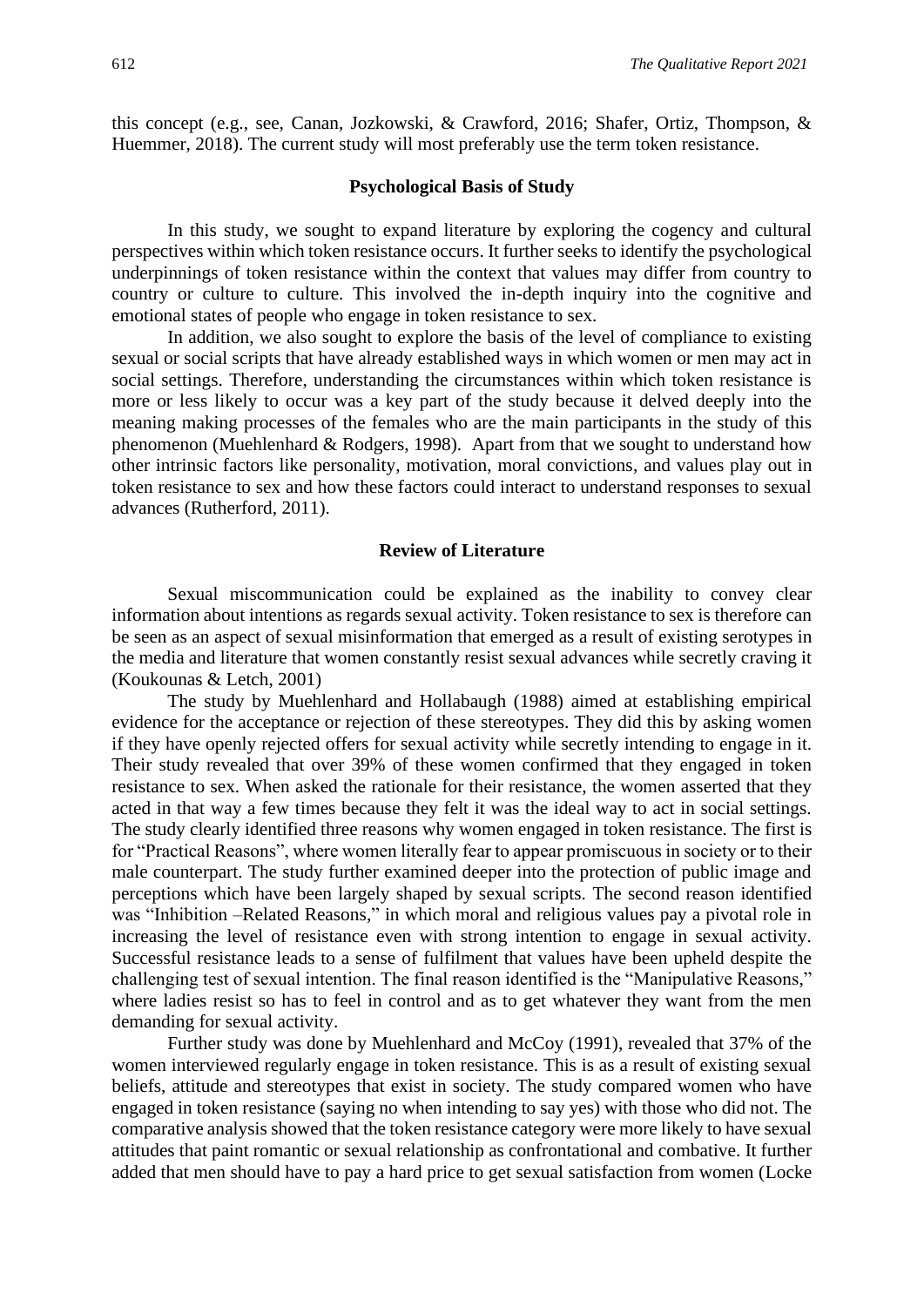this concept (e.g., see, Canan, Jozkowski, & Crawford, 2016; Shafer, Ortiz, Thompson, & Huemmer, 2018). The current study will most preferably use the term token resistance.

## Psychological Basis of Study

In this study, we sought to expand literature by exploring the cogency and cultural perspectives within which token resistance occurs. It further seeks to identify the psychological underpinnings of token resistance within the context that values may differ from country to country or culture to culture. This involved the in-depth inquiry into the cognitive and emotional states of people who engage in token resistance to sex.

In addition, we also sought to explore the basis of the level of compliance to existing sexual or social scripts that have already established ways in which women or men may act in social settings. Therefore, understanding the circumstances within which token resistance is more or less likely to occur was a key part of the study because it delved deeply into the meaning making processes of the females who are the main participants in the study of this phenomenon (Muehlenhard & Rodgers, 1998). Apart from that we sought to understand how other intrinsic factors like personality, motivation, moral convictions, and values play out in token resistance to sex and how these factors could interact to understand responses to sexual advances (Rutherford, 2011).

## Review of Literature

Sexual miscommunication could be explained as the inability to convey clear information about intentions as regards sexual activity. Token resistance to sex is therefore can be seen as an aspect of sexual misinformation that emerged as a result of existing serotypes in the media and literature that women constantly resist sexual advances while secretly craving it (Koukounas & Letch, 2001)

The study by Muehlenhard and Hollabaugh (1988) aimed at establishing empirical evidence for the acceptance or rejection of these stereotypes. They did this by asking women if they have openly rejected offers for sexual activity while secretly intending to engage in it. Their study revealed that over 39% of these women confirmed that they engaged in token resistance to sex. When asked the rationale for their resistance, the women asserted that they acted in that way a few times because they felt it was the ideal way to act in social settings. The study clearly identified three reasons why women engaged in token resistance. The first is for "Practical Reasons", where women literally fear to appear promiscuous in society or to their male counterpart. The study further examined deeper into the protection of public image and perceptions which have been largely shaped by sexual scripts. The second reason identified was "Inhibition –Related Reasons," in which moral and religious values pay a pivotal role in increasing the level of resistance even with strong intention to engage in sexual activity. Successful resistance leads to a sense of fulfilment that values have been upheld despite the challenging test of sexual intention. The final reason identified is the "Manipulative Reasons," where ladies resist so has to feel in control and as to get whatever they want from the men demanding for sexual activity.

Further study was done by Muehlenhard and McCoy (1991), revealed that 37% of the women interviewed regularly engage in token resistance. This is as a result of existing sexual beliefs, attitude and stereotypes that exist in society. The study compared women who have engaged in token resistance (saying no when intending to say yes) with those who did not. The comparative analysis showed that the token resistance category were more likely to have sexual attitudes that paint romantic or sexual relationship as confrontational and combative. It further added that men should have to pay a hard price to get sexual satisfaction from women (Locke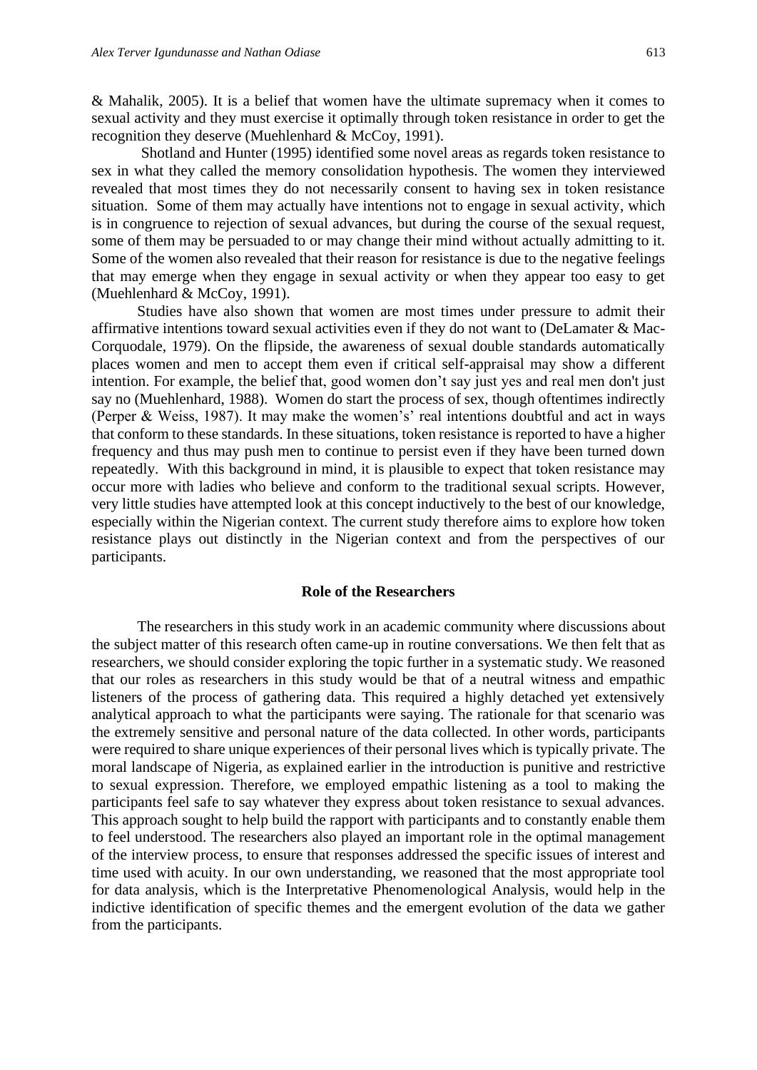& Mahalik, 2005). It is a belief that women have the ultimate supremacy when it comes to sexual activity and they must exercise it optimally through token resistance in order to get the recognition they deserve (Muehlenhard & McCoy, 1991).

Shotland and Hunter (1995) identified some novel areas as regards token resistance to sex in what they called the memory consolidation hypothesis. The women they interviewed revealed that most times they do not necessarily consent to having sex in token resistance situation. Some of them may actually have intentions not to engage in sexual activity, which is in congruence to rejection of sexual advances, but during the course of the sexual request, some of them may be persuaded to or may change their mind without actually admitting to it. Some of the women also revealed that their reason for resistance is due to the negative feelings that may emerge when they engage in sexual activity or when they appear too easy to get (Muehlenhard & McCoy, 1991).

Studies have also shown that women are most times under pressure to admit their affirmative intentions toward sexual activities even if they do not want to (DeLamater & Mac-Corquodale, 1979). On the flipside, the awareness of sexual double standards automatically places women and men to accept them even if critical self-appraisal may show a different intention. For example, the belief that, good women don't say just yes and real men don't just say no (Muehlenhard, 1988). Women do start the process of sex, though oftentimes indirectly (Perper & Weiss, 1987). It may make the women's' real intentions doubtful and act in ways that conform to these standards. In these situations, token resistance is reported to have a higher frequency and thus may push men to continue to persist even if they have been turned down repeatedly. With this background in mind, it is plausible to expect that token resistance may occur more with ladies who believe and conform to the traditional sexual scripts. However, very little studies have attempted look at this concept inductively to the best of our knowledge, especially within the Nigerian context. The current study therefore aims to explore how token resistance plays out distinctly in the Nigerian context and from the perspectives of our participants.

## Role of the Researchers

The researchers in this study work in an academic community where discussions about the subject matter of this research often came-up in routine conversations. We then felt that as researchers, we should consider exploring the topic further in a systematic study. We reasoned that our roles as researchers in this study would be that of a neutral witness and empathic listeners of the process of gathering data. This required a highly detached yet extensively analytical approach to what the participants were saying. The rationale for that scenario was the extremely sensitive and personal nature of the data collected. In other words, participants were required to share unique experiences of their personal lives which is typically private. The moral landscape of Nigeria, as explained earlier in the introduction is punitive and restrictive to sexual expression. Therefore, we employed empathic listening as a tool to making the participants feel safe to say whatever they express about token resistance to sexual advances. This approach sought to help build the rapport with participants and to constantly enable them to feel understood. The researchers also played an important role in the optimal management of the interview process, to ensure that responses addressed the specific issues of interest and time used with acuity. In our own understanding, we reasoned that the most appropriate tool for data analysis, which is the Interpretative Phenomenological Analysis, would help in the indictive identification of specific themes and the emergent evolution of the data we gather from the participants.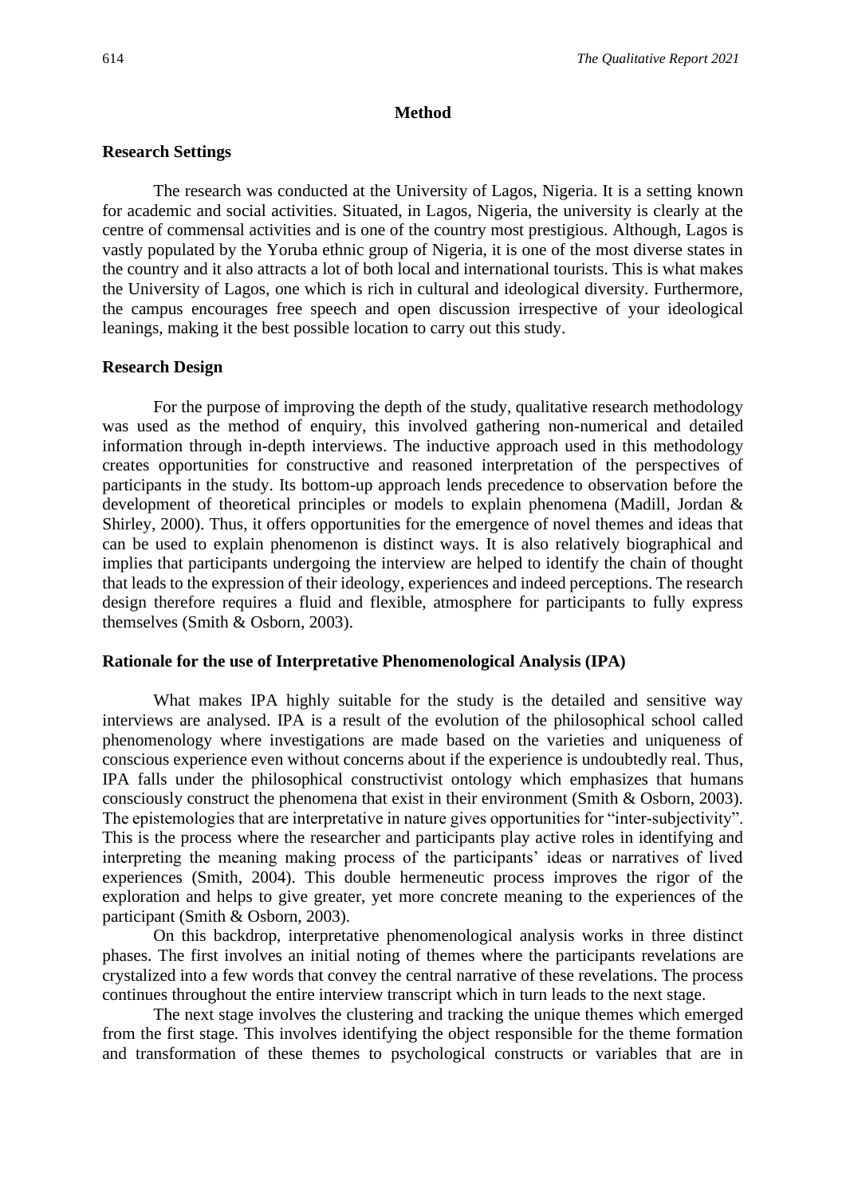## Method

### Research Settings

The research was conducted at the University of Lagos, Nigeria. It is a setting known for academic and social activities. Situated, in Lagos, Nigeria, the university is clearly at the centre of commensal activities and is one of the country most prestigious. Although, Lagos is vastly populated by the Yoruba ethnic group of Nigeria, it is one of the most diverse states in the country and it also attracts a lot of both local and international tourists. This is what makes the University of Lagos, one which is rich in cultural and ideological diversity. Furthermore, the campus encourages free speech and open discussion irrespective of your ideological leanings, making it the best possible location to carry out this study.

### Research Design

For the purpose of improving the depth of the study, qualitative research methodology was used as the method of enquiry, this involved gathering non-numerical and detailed information through in-depth interviews. The inductive approach used in this methodology creates opportunities for constructive and reasoned interpretation of the perspectives of participants in the study. Its bottom-up approach lends precedence to observation before the development of theoretical principles or models to explain phenomena (Madill, Jordan & Shirley, 2000). Thus, it offers opportunities for the emergence of novel themes and ideas that can be used to explain phenomenon is distinct ways. It is also relatively biographical and implies that participants undergoing the interview are helped to identify the chain of thought that leads to the expression of their ideology, experiences and indeed perceptions. The research design therefore requires a fluid and flexible, atmosphere for participants to fully express themselves (Smith & Osborn, 2003).

### Rationale for the use of Interpretative Phenomenological Analysis (IPA)

What makes IPA highly suitable for the study is the detailed and sensitive way interviews are analysed. IPA is a result of the evolution of the philosophical school called phenomenology where investigations are made based on the varieties and uniqueness of conscious experience even without concerns about if the experience is undoubtedly real. Thus, IPA falls under the philosophical constructivist ontology which emphasizes that humans consciously construct the phenomena that exist in their environment (Smith & Osborn, 2003). The epistemologies that are interpretative in nature gives opportunities for "inter-subjectivity". This is the process where the researcher and participants play active roles in identifying and interpreting the meaning making process of the participants' ideas or narratives of lived experiences (Smith, 2004). This double hermeneutic process improves the rigor of the exploration and helps to give greater, yet more concrete meaning to the experiences of the participant (Smith & Osborn, 2003).

On this backdrop, interpretative phenomenological analysis works in three distinct phases. The first involves an initial noting of themes where the participants revelations are crystalized into a few words that convey the central narrative of these revelations. The process continues throughout the entire interview transcript which in turn leads to the next stage.

The next stage involves the clustering and tracking the unique themes which emerged from the first stage. This involves identifying the object responsible for the theme formation and transformation of these themes to psychological constructs or variables that are in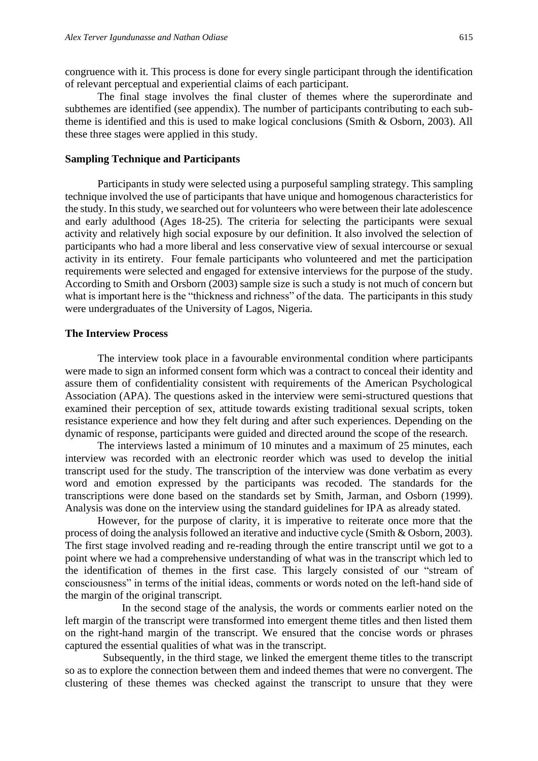congruence with it. This process is done for every single participant through the identification of relevant perceptual and experiential claims of each participant.

The final stage involves the final cluster of themes where the superordinate and subthemes are identified (see appendix). The number of participants contributing to each sub-theme is identified and this is used to make logical conclusions (Smith & Osborn, 2003). All these three stages were applied in this study.

### Sampling Technique and Participants

Participants in study were selected using a purposeful sampling strategy. This sampling technique involved the use of participants that have unique and homogenous characteristics for the study. In this study, we searched out for volunteers who were between their late adolescence and early adulthood (Ages 18-25). The criteria for selecting the participants were sexual activity and relatively high social exposure by our definition. It also involved the selection of participants who had a more liberal and less conservative view of sexual intercourse or sexual activity in its entirety. Four female participants who volunteered and met the participation requirements were selected and engaged for extensive interviews for the purpose of the study. According to Smith and Orsborn (2003) sample size is such a study is not much of concern but what is important here is the "thickness and richness" of the data. The participants in this study were undergraduates of the University of Lagos, Nigeria.

### The Interview Process

The interview took place in a favourable environmental condition where participants were made to sign an informed consent form which was a contract to conceal their identity and assure them of confidentiality consistent with requirements of the American Psychological Association (APA). The questions asked in the interview were semi-structured questions that examined their perception of sex, attitude towards existing traditional sexual scripts, token resistance experience and how they felt during and after such experiences. Depending on the dynamic of response, participants were guided and directed around the scope of the research.

The interviews lasted a minimum of 10 minutes and a maximum of 25 minutes, each interview was recorded with an electronic reorder which was used to develop the initial transcript used for the study. The transcription of the interview was done verbatim as every word and emotion expressed by the participants was recoded. The standards for the transcriptions were done based on the standards set by Smith, Jarman, and Osborn (1999). Analysis was done on the interview using the standard guidelines for IPA as already stated.

However, for the purpose of clarity, it is imperative to reiterate once more that the process of doing the analysis followed an iterative and inductive cycle (Smith & Osborn, 2003). The first stage involved reading and re-reading through the entire transcript until we got to a point where we had a comprehensive understanding of what was in the transcript which led to the identification of themes in the first case. This largely consisted of our "stream of consciousness" in terms of the initial ideas, comments or words noted on the left-hand side of the margin of the original transcript.

In the second stage of the analysis, the words or comments earlier noted on the left margin of the transcript were transformed into emergent theme titles and then listed them on the right-hand margin of the transcript. We ensured that the concise words or phrases captured the essential qualities of what was in the transcript.

Subsequently, in the third stage, we linked the emergent theme titles to the transcript so as to explore the connection between them and indeed themes that were no convergent. The clustering of these themes was checked against the transcript to unsure that they were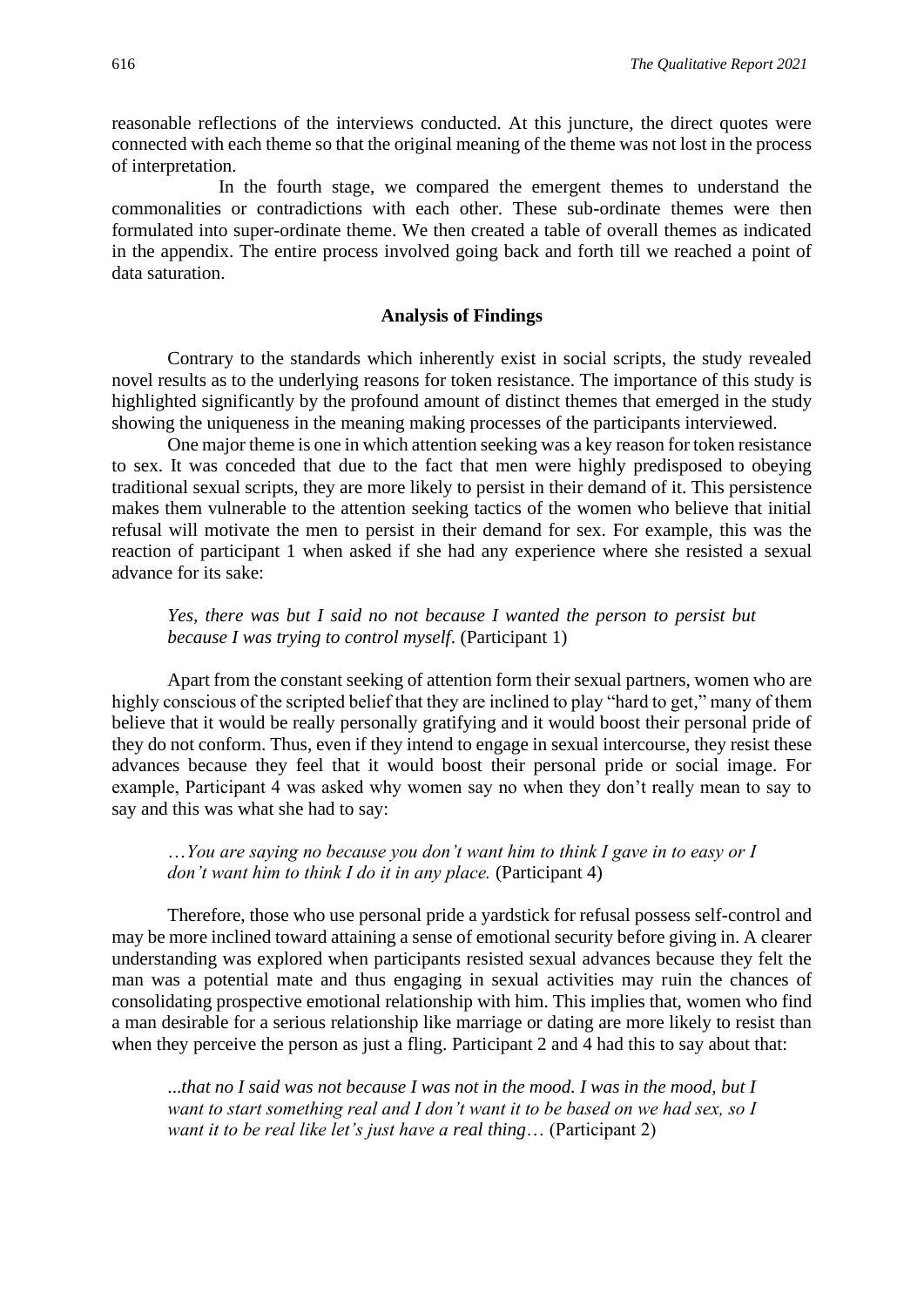reasonable reflections of the interviews conducted. At this juncture, the direct quotes were connected with each theme so that the original meaning of the theme was not lost in the process of interpretation.

In the fourth stage, we compared the emergent themes to understand the commonalities or contradictions with each other. These sub-ordinate themes were then formulated into super-ordinate theme. We then created a table of overall themes as indicated in the appendix. The entire process involved going back and forth till we reached a point of data saturation.

## Analysis of Findings

Contrary to the standards which inherently exist in social scripts, the study revealed novel results as to the underlying reasons for token resistance. The importance of this study is highlighted significantly by the profound amount of distinct themes that emerged in the study showing the uniqueness in the meaning making processes of the participants interviewed.

One major theme is one in which attention seeking was a key reason for token resistance to sex. It was conceded that due to the fact that men were highly predisposed to obeying traditional sexual scripts, they are more likely to persist in their demand of it. This persistence makes them vulnerable to the attention seeking tactics of the women who believe that initial refusal will motivate the men to persist in their demand for sex. For example, this was the reaction of participant 1 when asked if she had any experience where she resisted a sexual advance for its sake:

> *Yes, there was but I said no not because I wanted the person to persist but because I was trying to control myself*. (Participant 1)

Apart from the constant seeking of attention form their sexual partners, women who are highly conscious of the scripted belief that they are inclined to play "hard to get," many of them believe that it would be really personally gratifying and it would boost their personal pride of they do not conform. Thus, even if they intend to engage in sexual intercourse, they resist these advances because they feel that it would boost their personal pride or social image. For example, Participant 4 was asked why women say no when they don't really mean to say to say and this was what she had to say:

> *…You are saying no because you don't want him to think I gave in to easy or I don't want him to think I do it in any place.* (Participant 4)

Therefore, those who use personal pride a yardstick for refusal possess self-control and may be more inclined toward attaining a sense of emotional security before giving in. A clearer understanding was explored when participants resisted sexual advances because they felt the man was a potential mate and thus engaging in sexual activities may ruin the chances of consolidating prospective emotional relationship with him. This implies that, women who find a man desirable for a serious relationship like marriage or dating are more likely to resist than when they perceive the person as just a fling. Participant 2 and 4 had this to say about that:

> *...that no I said was not because I was not in the mood. I was in the mood, but I want to start something real and I don't want it to be based on we had sex, so I want it to be real like let's just have a real thing…* (Participant 2)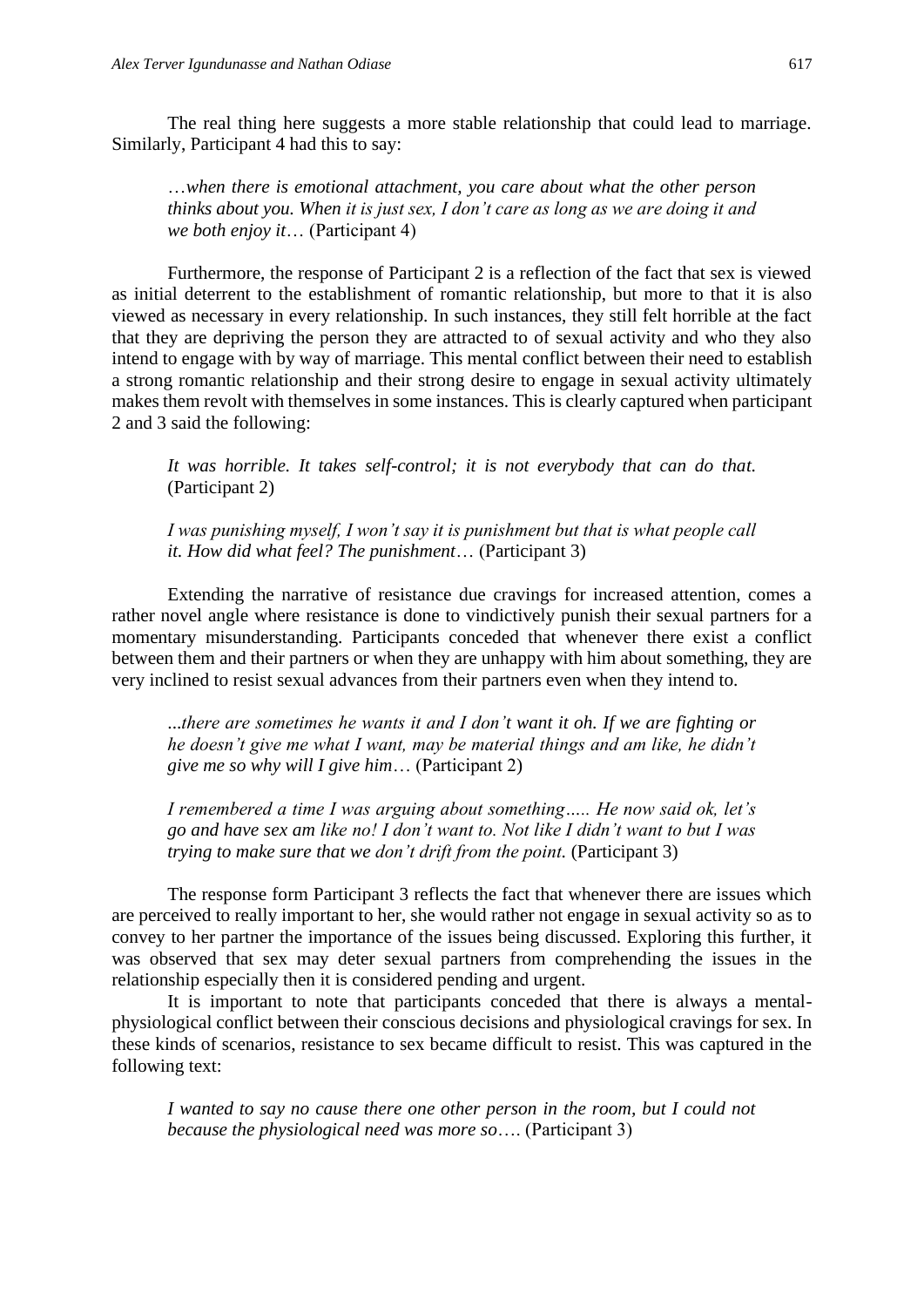The real thing here suggests a more stable relationship that could lead to marriage. Similarly, Participant 4 had this to say:

> *…when there is emotional attachment, you care about what the other person thinks about you. When it is just sex, I don't care as long as we are doing it and we both enjoy it…* (Participant 4)

Furthermore, the response of Participant 2 is a reflection of the fact that sex is viewed as initial deterrent to the establishment of romantic relationship, but more to that it is also viewed as necessary in every relationship. In such instances, they still felt horrible at the fact that they are depriving the person they are attracted to of sexual activity and who they also intend to engage with by way of marriage. This mental conflict between their need to establish a strong romantic relationship and their strong desire to engage in sexual activity ultimately makes them revolt with themselves in some instances. This is clearly captured when participant 2 and 3 said the following:

> *It was horrible. It takes self-control; it is not everybody that can do that.* (Participant 2)

> *I was punishing myself, I won't say it is punishment but that is what people call it. How did what feel? The punishment…* (Participant 3)

Extending the narrative of resistance due cravings for increased attention, comes a rather novel angle where resistance is done to vindictively punish their sexual partners for a momentary misunderstanding. Participants conceded that whenever there exist a conflict between them and their partners or when they are unhappy with him about something, they are very inclined to resist sexual advances from their partners even when they intend to.

> *...there are sometimes he wants it and I don't want it oh. If we are fighting or he doesn't give me what I want, may be material things and am like, he didn't give me so why will I give him…* (Participant 2)

> *I remembered a time I was arguing about something….. He now said ok, let's go and have sex am like no! I don't want to. Not like I didn't want to but I was trying to make sure that we don't drift from the point.* (Participant 3)

The response form Participant 3 reflects the fact that whenever there are issues which are perceived to really important to her, she would rather not engage in sexual activity so as to convey to her partner the importance of the issues being discussed. Exploring this further, it was observed that sex may deter sexual partners from comprehending the issues in the relationship especially then it is considered pending and urgent.

It is important to note that participants conceded that there is always a mental-physiological conflict between their conscious decisions and physiological cravings for sex. In these kinds of scenarios, resistance to sex became difficult to resist. This was captured in the following text:

> *I wanted to say no cause there one other person in the room, but I could not because the physiological need was more so….* (Participant 3)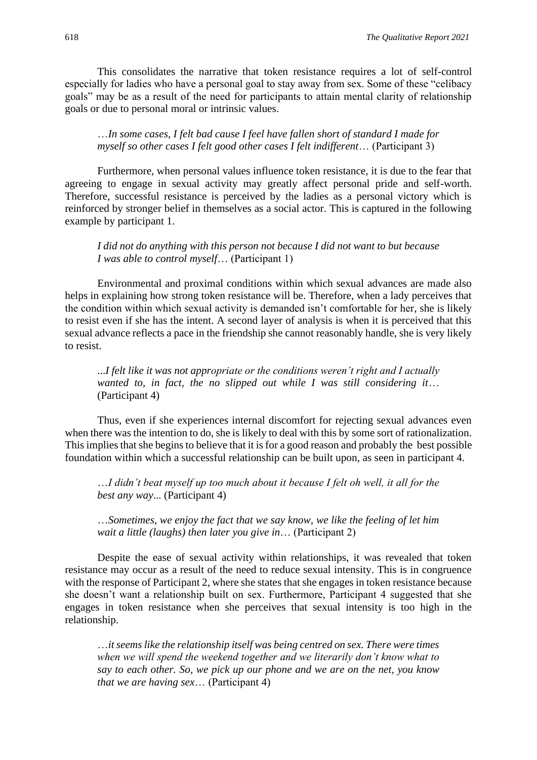This consolidates the narrative that token resistance requires a lot of self-control especially for ladies who have a personal goal to stay away from sex. Some of these "celibacy goals" may be as a result of the need for participants to attain mental clarity of relationship goals or due to personal moral or intrinsic values.

> …*In some cases, I felt bad cause I feel have fallen short of standard I made for myself so other cases I felt good other cases I felt indifferent*… (Participant 3)

Furthermore, when personal values influence token resistance, it is due to the fear that agreeing to engage in sexual activity may greatly affect personal pride and self-worth. Therefore, successful resistance is perceived by the ladies as a personal victory which is reinforced by stronger belief in themselves as a social actor. This is captured in the following example by participant 1.

> *I did not do anything with this person not because I did not want to but because I was able to control myself*… (Participant 1)

Environmental and proximal conditions within which sexual advances are made also helps in explaining how strong token resistance will be. Therefore, when a lady perceives that the condition within which sexual activity is demanded isn't comfortable for her, she is likely to resist even if she has the intent. A second layer of analysis is when it is perceived that this sexual advance reflects a pace in the friendship she cannot reasonably handle, she is very likely to resist.

> ...*I felt like it was not appropriate or the conditions weren't right and I actually wanted to, in fact, the no slipped out while I was still considering it*… (Participant 4)

Thus, even if she experiences internal discomfort for rejecting sexual advances even when there was the intention to do, she is likely to deal with this by some sort of rationalization. This implies that she begins to believe that it is for a good reason and probably the best possible foundation within which a successful relationship can be built upon, as seen in participant 4.

> …*I didn't beat myself up too much about it because I felt oh well, it all for the best any way*... (Participant 4)

> …*Sometimes, we enjoy the fact that we say know, we like the feeling of let him wait a little (laughs) then later you give in*… (Participant 2)

Despite the ease of sexual activity within relationships, it was revealed that token resistance may occur as a result of the need to reduce sexual intensity. This is in congruence with the response of Participant 2, where she states that she engages in token resistance because she doesn't want a relationship built on sex. Furthermore, Participant 4 suggested that she engages in token resistance when she perceives that sexual intensity is too high in the relationship.

> …*it seems like the relationship itself was being centred on sex. There were times when we will spend the weekend together and we literarily don't know what to say to each other. So, we pick up our phone and we are on the net, you know that we are having sex*… (Participant 4)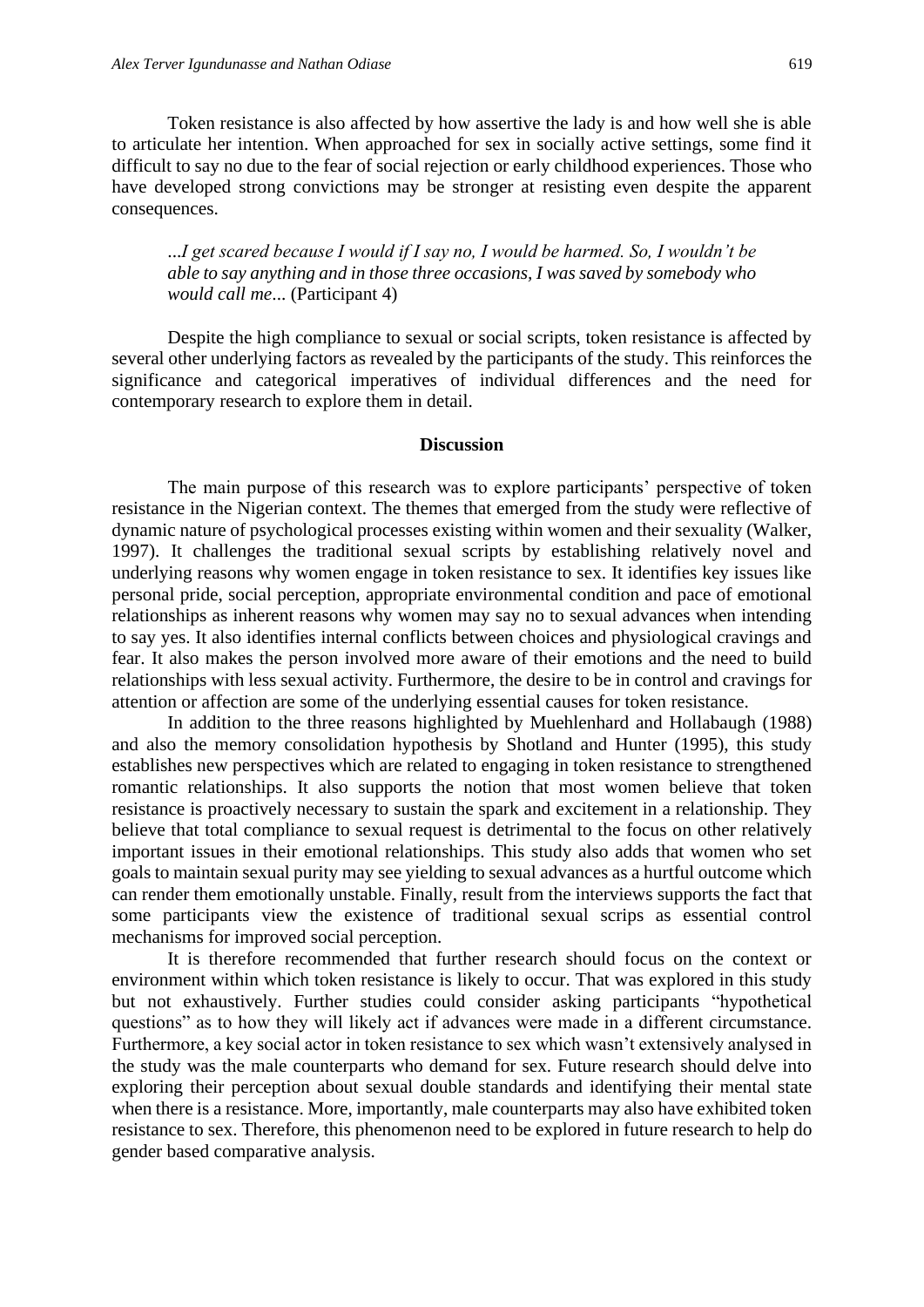Token resistance is also affected by how assertive the lady is and how well she is able to articulate her intention. When approached for sex in socially active settings, some find it difficult to say no due to the fear of social rejection or early childhood experiences. Those who have developed strong convictions may be stronger at resisting even despite the apparent consequences.

> *...I get scared because I would if I say no, I would be harmed. So, I wouldn't be able to say anything and in those three occasions, I was saved by somebody who would call me...* (Participant 4)

Despite the high compliance to sexual or social scripts, token resistance is affected by several other underlying factors as revealed by the participants of the study. This reinforces the significance and categorical imperatives of individual differences and the need for contemporary research to explore them in detail.

## Discussion

The main purpose of this research was to explore participants' perspective of token resistance in the Nigerian context. The themes that emerged from the study were reflective of dynamic nature of psychological processes existing within women and their sexuality (Walker, 1997). It challenges the traditional sexual scripts by establishing relatively novel and underlying reasons why women engage in token resistance to sex. It identifies key issues like personal pride, social perception, appropriate environmental condition and pace of emotional relationships as inherent reasons why women may say no to sexual advances when intending to say yes. It also identifies internal conflicts between choices and physiological cravings and fear. It also makes the person involved more aware of their emotions and the need to build relationships with less sexual activity. Furthermore, the desire to be in control and cravings for attention or affection are some of the underlying essential causes for token resistance.

In addition to the three reasons highlighted by Muehlenhard and Hollabaugh (1988) and also the memory consolidation hypothesis by Shotland and Hunter (1995), this study establishes new perspectives which are related to engaging in token resistance to strengthened romantic relationships. It also supports the notion that most women believe that token resistance is proactively necessary to sustain the spark and excitement in a relationship. They believe that total compliance to sexual request is detrimental to the focus on other relatively important issues in their emotional relationships. This study also adds that women who set goals to maintain sexual purity may see yielding to sexual advances as a hurtful outcome which can render them emotionally unstable. Finally, result from the interviews supports the fact that some participants view the existence of traditional sexual scrips as essential control mechanisms for improved social perception.

It is therefore recommended that further research should focus on the context or environment within which token resistance is likely to occur. That was explored in this study but not exhaustively. Further studies could consider asking participants "hypothetical questions" as to how they will likely act if advances were made in a different circumstance. Furthermore, a key social actor in token resistance to sex which wasn't extensively analysed in the study was the male counterparts who demand for sex. Future research should delve into exploring their perception about sexual double standards and identifying their mental state when there is a resistance. More, importantly, male counterparts may also have exhibited token resistance to sex. Therefore, this phenomenon need to be explored in future research to help do gender based comparative analysis.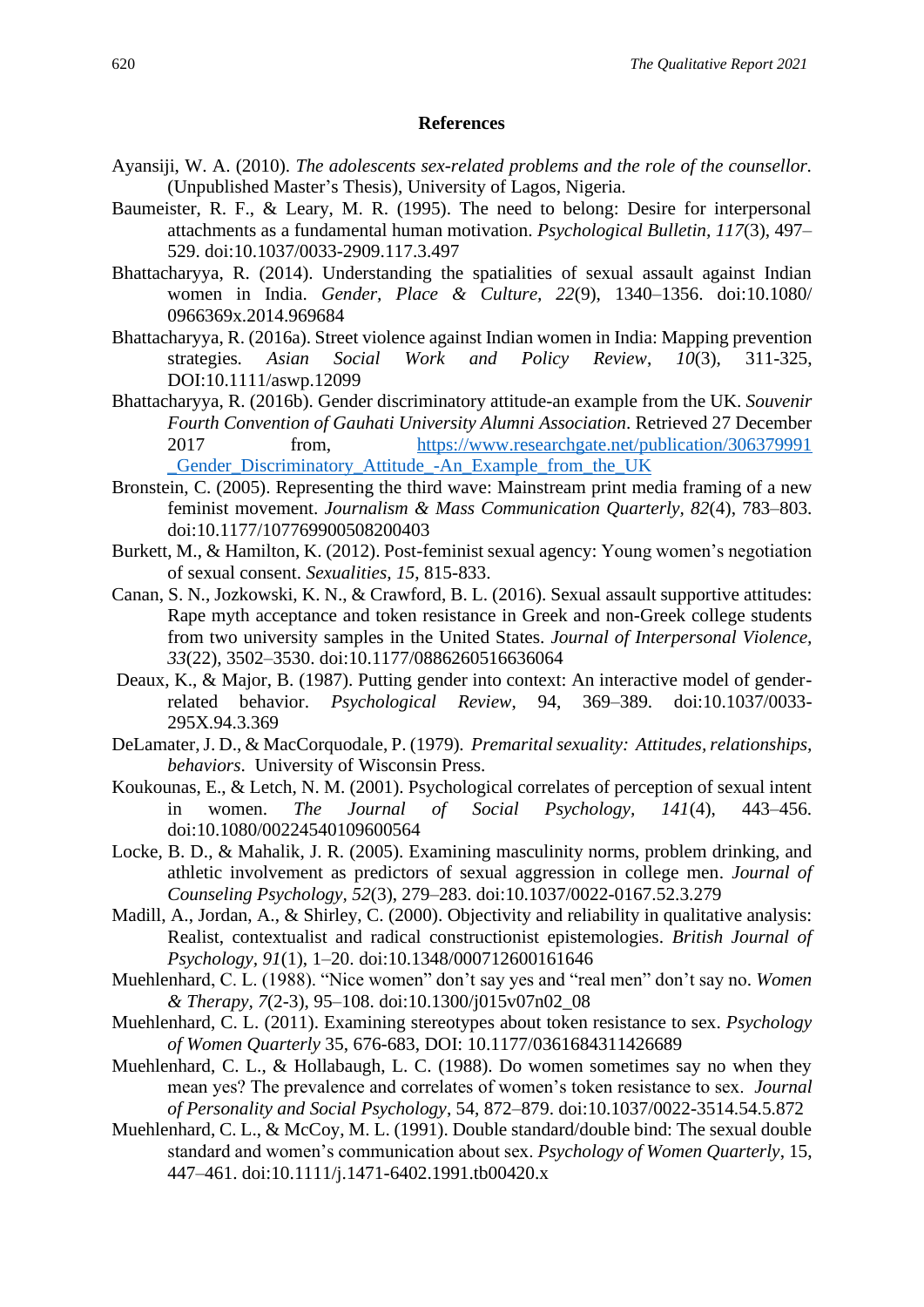## References

Ayansiji, W. A. (2010). *The adolescents sex-related problems and the role of the counsellor.* (Unpublished Master's Thesis), University of Lagos, Nigeria.

Baumeister, R. F., & Leary, M. R. (1995). The need to belong: Desire for interpersonal attachments as a fundamental human motivation. *Psychological Bulletin, 117*(3), 497–529. doi:10.1037/0033-2909.117.3.497

Bhattacharyya, R. (2014). Understanding the spatialities of sexual assault against Indian women in India. *Gender, Place & Culture, 22*(9), 1340–1356. doi:10.1080/0966369x.2014.969684

Bhattacharyya, R. (2016a). Street violence against Indian women in India: Mapping prevention strategies. *Asian Social Work and Policy Review*, *10*(3), 311-325, DOI:10.1111/aswp.12099

Bhattacharyya, R. (2016b). Gender discriminatory attitude-an example from the UK. *Souvenir Fourth Convention of Gauhati University Alumni Association*. Retrieved 27 December 2017 from, https://www.researchgate.net/publication/306379991_Gender_Discriminatory_Attitude_-An_Example_from_the_UK

Bronstein, C. (2005). Representing the third wave: Mainstream print media framing of a new feminist movement. *Journalism & Mass Communication Quarterly, 82*(4), 783–803. doi:10.1177/107769900508200403

Burkett, M., & Hamilton, K. (2012). Post-feminist sexual agency: Young women's negotiation of sexual consent. *Sexualities, 15*, 815-833.

Canan, S. N., Jozkowski, K. N., & Crawford, B. L. (2016). Sexual assault supportive attitudes: Rape myth acceptance and token resistance in Greek and non-Greek college students from two university samples in the United States. *Journal of Interpersonal Violence, 33*(22), 3502–3530. doi:10.1177/0886260516636064

Deaux, K., & Major, B. (1987). Putting gender into context: An interactive model of gender-related behavior. *Psychological Review*, 94, 369–389. doi:10.1037/0033-295X.94.3.369

DeLamater, J. D., & MacCorquodale, P. (1979). *Premarital sexuality: Attitudes, relationships, behaviors*. University of Wisconsin Press.

Koukounas, E., & Letch, N. M. (2001). Psychological correlates of perception of sexual intent in women. *The Journal of Social Psychology, 141*(4), 443–456. doi:10.1080/00224540109600564

Locke, B. D., & Mahalik, J. R. (2005). Examining masculinity norms, problem drinking, and athletic involvement as predictors of sexual aggression in college men. *Journal of Counseling Psychology*, *52*(3), 279–283. doi:10.1037/0022-0167.52.3.279

Madill, A., Jordan, A., & Shirley, C. (2000). Objectivity and reliability in qualitative analysis: Realist, contextualist and radical constructionist epistemologies. *British Journal of Psychology, 91*(1), 1–20. doi:10.1348/000712600161646

Muehlenhard, C. L. (1988). "Nice women" don't say yes and "real men" don't say no. *Women & Therapy, 7*(2-3), 95–108. doi:10.1300/j015v07n02_08

Muehlenhard, C. L. (2011). Examining stereotypes about token resistance to sex. *Psychology of Women Quarterly* 35, 676-683, DOI: 10.1177/0361684311426689

Muehlenhard, C. L., & Hollabaugh, L. C. (1988). Do women sometimes say no when they mean yes? The prevalence and correlates of women's token resistance to sex. *Journal of Personality and Social Psychology*, 54, 872–879. doi:10.1037/0022-3514.54.5.872

Muehlenhard, C. L., & McCoy, M. L. (1991). Double standard/double bind: The sexual double standard and women's communication about sex. *Psychology of Women Quarterly*, 15, 447–461. doi:10.1111/j.1471-6402.1991.tb00420.x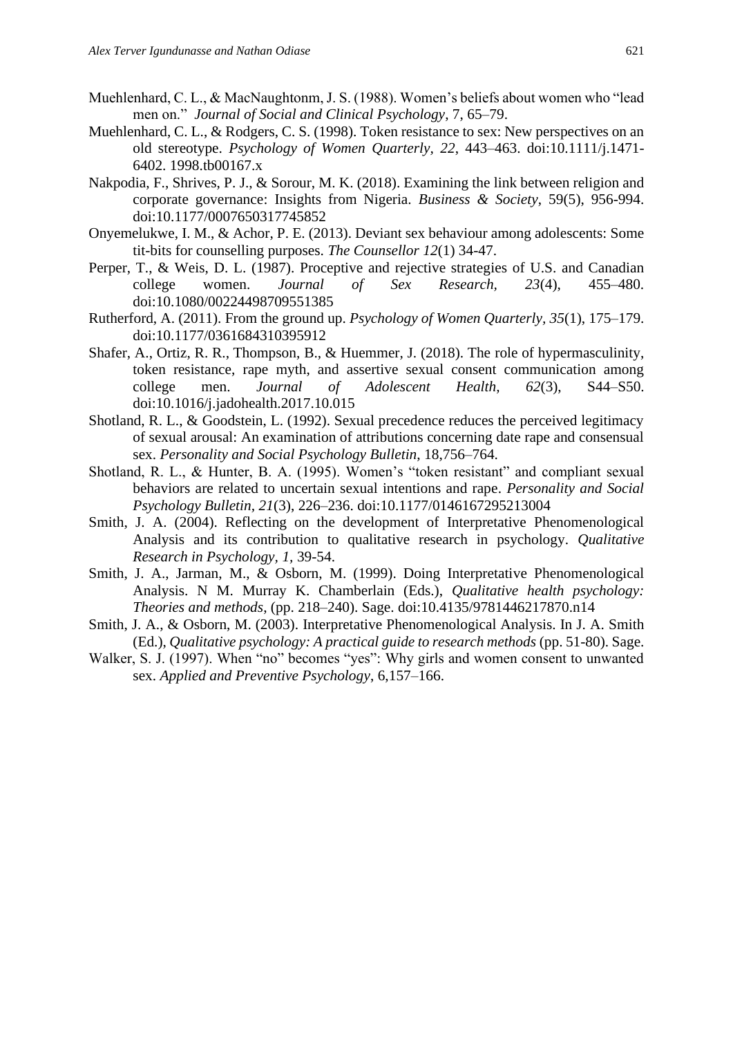Muehlenhard, C. L., & MacNaughtonm, J. S. (1988). Women's beliefs about women who "lead men on." *Journal of Social and Clinical Psychology*, 7, 65–79.

Muehlenhard, C. L., & Rodgers, C. S. (1998). Token resistance to sex: New perspectives on an old stereotype. *Psychology of Women Quarterly*, *22*, 443–463. doi:10.1111/j.1471-6402. 1998.tb00167.x

Nakpodia, F., Shrives, P. J., & Sorour, M. K. (2018). Examining the link between religion and corporate governance: Insights from Nigeria. *Business & Society*, 59(5), 956-994. doi:10.1177/0007650317745852

Onyemelukwe, I. M., & Achor, P. E. (2013). Deviant sex behaviour among adolescents: Some tit-bits for counselling purposes. *The Counsellor 12*(1) 34-47.

Perper, T., & Weis, D. L. (1987). Proceptive and rejective strategies of U.S. and Canadian college women. *Journal of Sex Research*, *23*(4), 455–480. doi:10.1080/00224498709551385

Rutherford, A. (2011). From the ground up. *Psychology of Women Quarterly*, *35*(1), 175–179. doi:10.1177/0361684310395912

Shafer, A., Ortiz, R. R., Thompson, B., & Huemmer, J. (2018). The role of hypermasculinity, token resistance, rape myth, and assertive sexual consent communication among college men. *Journal of Adolescent Health, 62*(3), S44–S50. doi:10.1016/j.jadohealth.2017.10.015

Shotland, R. L., & Goodstein, L. (1992). Sexual precedence reduces the perceived legitimacy of sexual arousal: An examination of attributions concerning date rape and consensual sex. *Personality and Social Psychology Bulletin*, 18,756–764.

Shotland, R. L., & Hunter, B. A. (1995). Women's "token resistant" and compliant sexual behaviors are related to uncertain sexual intentions and rape. *Personality and Social Psychology Bulletin*, *21*(3), 226–236. doi:10.1177/0146167295213004

Smith, J. A. (2004). Reflecting on the development of Interpretative Phenomenological Analysis and its contribution to qualitative research in psychology. *Qualitative Research in Psychology, 1*, 39-54.

Smith, J. A., Jarman, M., & Osborn, M. (1999). Doing Interpretative Phenomenological Analysis. N M. Murray K. Chamberlain (Eds.), *Qualitative health psychology: Theories and methods*, (pp. 218–240). Sage. doi:10.4135/9781446217870.n14

Smith, J. A., & Osborn, M. (2003). Interpretative Phenomenological Analysis. In J. A. Smith (Ed.), *Qualitative psychology: A practical guide to research methods* (pp. 51-80). Sage.

Walker, S. J. (1997). When "no" becomes "yes": Why girls and women consent to unwanted sex. *Applied and Preventive Psychology*, 6,157–166.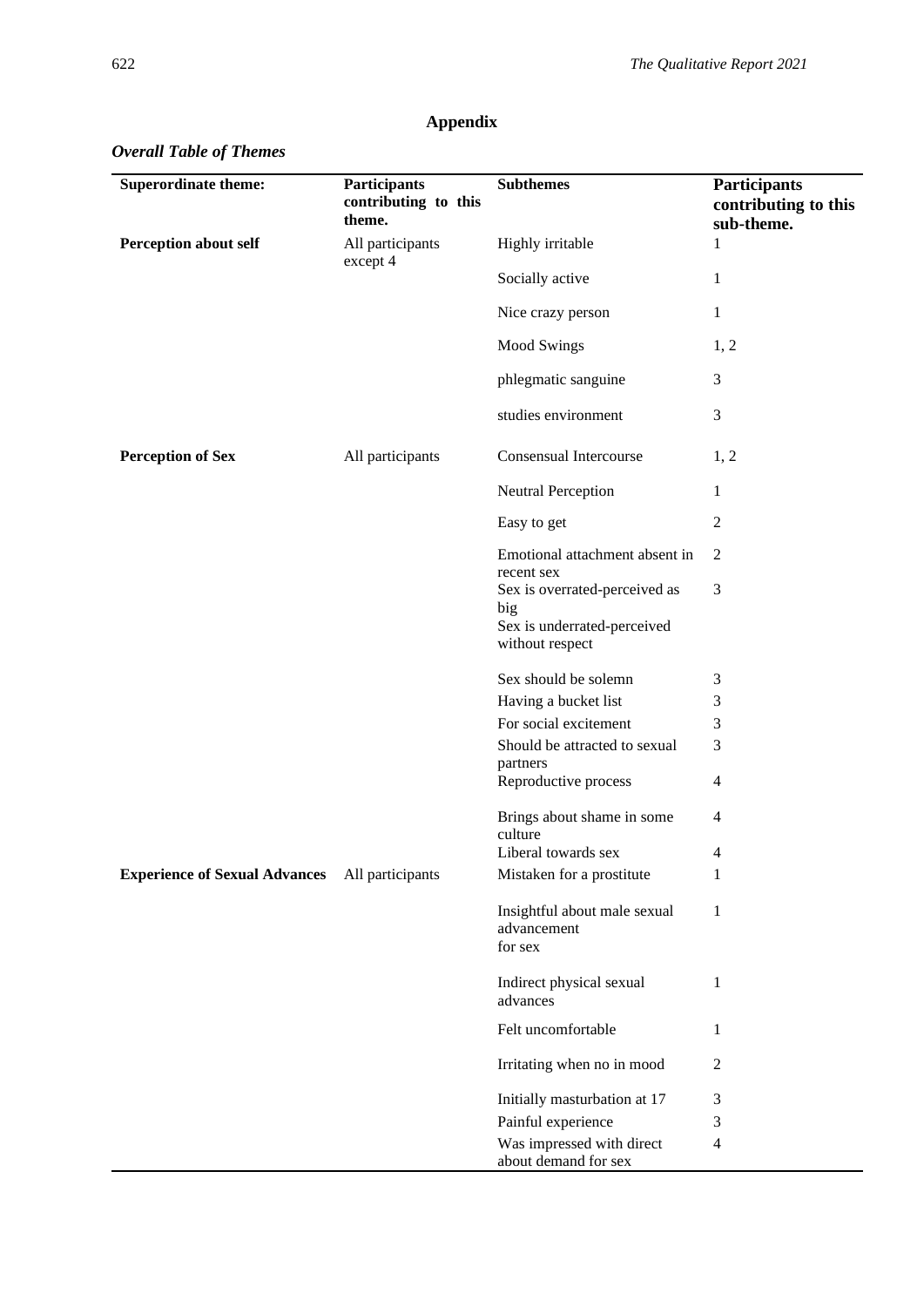## Appendix

### *Overall Table of Themes*

| Superordinate theme: | Participants contributing to this theme. | Subthemes | Participants contributing to this sub-theme. |
|---|---|---|---|
| **Perception about self** | All participants except 4 | Highly irritable | 1 |
| | | Socially active | 1 |
| | | Nice crazy person | 1 |
| | | Mood Swings | 1, 2 |
| | | phlegmatic sanguine | 3 |
| | | studies environment | 3 |
| **Perception of Sex** | All participants | Consensual Intercourse | 1, 2 |
| | | Neutral Perception | 1 |
| | | Easy to get | 2 |
| | | Emotional attachment absent in recent sex | 2 |
| | | Sex is overrated-perceived as big<br>Sex is underrated-perceived without respect | 3 |
| | | Sex should be solemn | 3 |
| | | Having a bucket list | 3 |
| | | For social excitement | 3 |
| | | Should be attracted to sexual partners | 3 |
| | | Reproductive process | 4 |
| | | Brings about shame in some culture | 4 |
| | | Liberal towards sex | 4 |
| **Experience of Sexual Advances** | All participants | Mistaken for a prostitute | 1 |
| | | Insightful about male sexual advancement for sex | 1 |
| | | Indirect physical sexual advances | 1 |
| | | Felt uncomfortable | 1 |
| | | Irritating when no in mood | 2 |
| | | Initially masturbation at 17 | 3 |
| | | Painful experience | 3 |
| | | Was impressed with direct about demand for sex | 4 |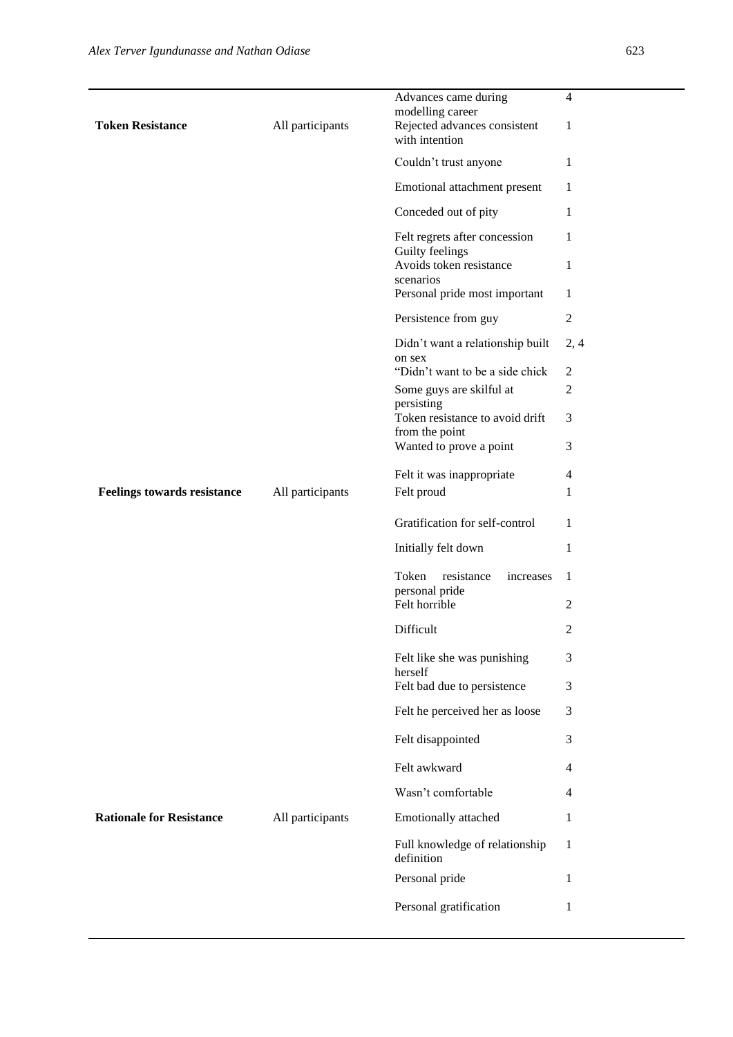| | | | |
|---|---|---|---|
| | | Advances came during modelling career | 4 |
| **Token Resistance** | All participants | Rejected advances consistent with intention | 1 |
| | | Couldn't trust anyone | 1 |
| | | Emotional attachment present | 1 |
| | | Conceded out of pity | 1 |
| | | Felt regrets after concession Guilty feelings | 1 |
| | | Avoids token resistance scenarios | 1 |
| | | Personal pride most important | 1 |
| | | Persistence from guy | 2 |
| | | Didn't want a relationship built on sex | 2, 4 |
| | | "Didn't want to be a side chick | 2 |
| | | Some guys are skilful at persisting | 2 |
| | | Token resistance to avoid drift from the point | 3 |
| | | Wanted to prove a point | 3 |
| | | Felt it was inappropriate | 4 |
| **Feelings towards resistance** | All participants | Felt proud | 1 |
| | | Gratification for self-control | 1 |
| | | Initially felt down | 1 |
| | | Token resistance increases personal pride | 1 |
| | | Felt horrible | 2 |
| | | Difficult | 2 |
| | | Felt like she was punishing herself | 3 |
| | | Felt bad due to persistence | 3 |
| | | Felt he perceived her as loose | 3 |
| | | Felt disappointed | 3 |
| | | Felt awkward | 4 |
| | | Wasn't comfortable | 4 |
| **Rationale for Resistance** | All participants | Emotionally attached | 1 |
| | | Full knowledge of relationship definition | 1 |
| | | Personal pride | 1 |
| | | Personal gratification | 1 |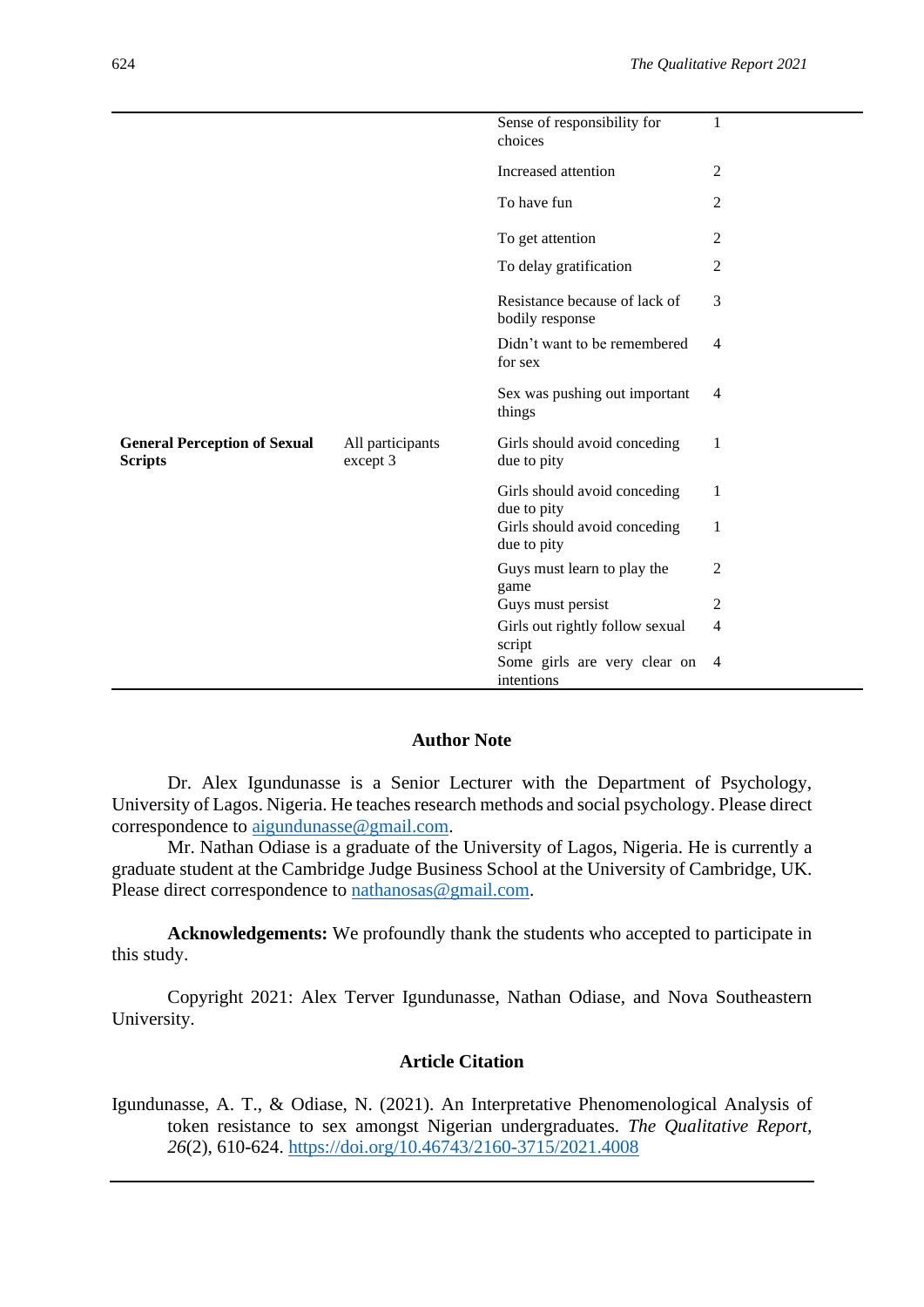| | | | |
|---|---|---|---|
| | | Sense of responsibility for choices | 1 |
| | | Increased attention | 2 |
| | | To have fun | 2 |
| | | To get attention | 2 |
| | | To delay gratification | 2 |
| | | Resistance because of lack of bodily response | 3 |
| | | Didn't want to be remembered for sex | 4 |
| | | Sex was pushing out important things | 4 |
| **General Perception of Sexual Scripts** | All participants except 3 | Girls should avoid conceding due to pity | 1 |
| | | Girls should avoid conceding due to pity | 1 |
| | | Girls should avoid conceding due to pity | 1 |
| | | Guys must learn to play the game | 2 |
| | | Guys must persist | 2 |
| | | Girls out rightly follow sexual script | 4 |
| | | Some girls are very clear on intentions | 4 |

## Author Note

Dr. Alex Igundunasse is a Senior Lecturer with the Department of Psychology, University of Lagos. Nigeria. He teaches research methods and social psychology. Please direct correspondence to aigundunasse@gmail.com.

Mr. Nathan Odiase is a graduate of the University of Lagos, Nigeria. He is currently a graduate student at the Cambridge Judge Business School at the University of Cambridge, UK. Please direct correspondence to nathanosas@gmail.com.

**Acknowledgements:** We profoundly thank the students who accepted to participate in this study.

Copyright 2021: Alex Terver Igundunasse, Nathan Odiase, and Nova Southeastern University.

## Article Citation

Igundunasse, A. T., & Odiase, N. (2021). An Interpretative Phenomenological Analysis of token resistance to sex amongst Nigerian undergraduates. *The Qualitative Report, 26*(2), 610-624. https://doi.org/10.46743/2160-3715/2021.4008